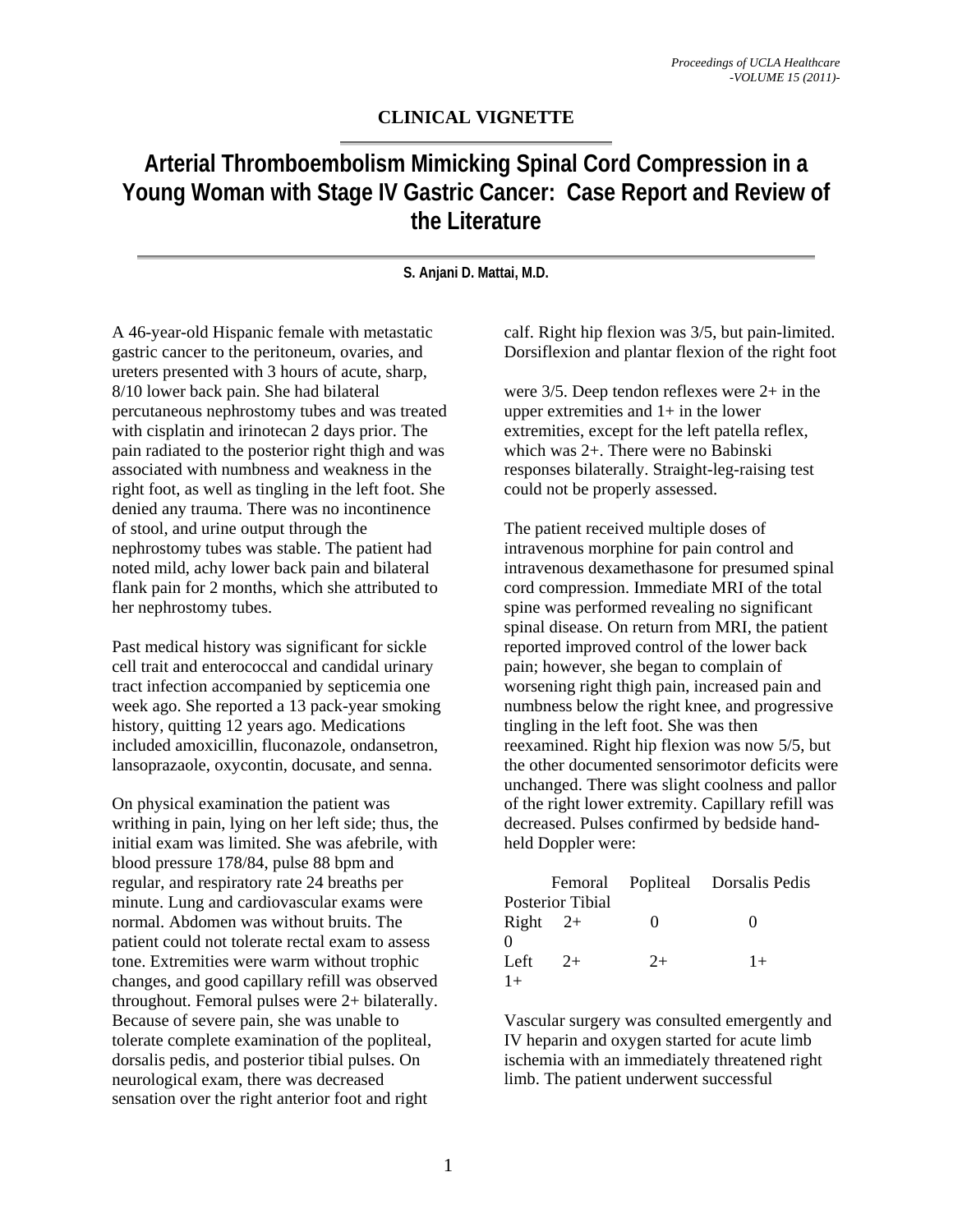**CLINICAL VIGNETTE**

# Arterial Thromboembolism Mimicking Spinal Cord Compression in a Young Woman with Stage IV Gastric Cancer: Case Report and Review of the Literature

**S. Anjani D. Mattai, M.D.**

A 46-year-old Hispanic female with metastatic gastric cancer to the peritoneum, ovaries, and ureters presented with 3 hours of acute, sharp, 8/10 lower back pain. She had bilateral percutaneous nephrostomy tubes and was treated with cisplatin and irinotecan 2 days prior. The pain radiated to the posterior right thigh and was associated with numbness and weakness in the right foot, as well as tingling in the left foot. She denied any trauma. There was no incontinence of stool, and urine output through the nephrostomy tubes was stable. The patient had noted mild, achy lower back pain and bilateral flank pain for 2 months, which she attributed to her nephrostomy tubes.

Past medical history was significant for sickle cell trait and enterococcal and candidal urinary tract infection accompanied by septicemia one week ago. She reported a 13 pack-year smoking history, quitting 12 years ago. Medications included amoxicillin, fluconazole, ondansetron, lansoprazaole, oxycontin, docusate, and senna.

On physical examination the patient was writhing in pain, lying on her left side; thus, the initial exam was limited. She was afebrile, with blood pressure 178/84, pulse 88 bpm and regular, and respiratory rate 24 breaths per minute. Lung and cardiovascular exams were normal. Abdomen was without bruits. The patient could not tolerate rectal exam to assess tone. Extremities were warm without trophic changes, and good capillary refill was observed throughout. Femoral pulses were 2+ bilaterally. Because of severe pain, she was unable to tolerate complete examination of the popliteal, dorsalis pedis, and posterior tibial pulses. On neurological exam, there was decreased sensation over the right anterior foot and right calf. Right hip flexion was 3/5, but pain-limited. Dorsiflexion and plantar flexion of the right foot were 3/5. Deep tendon reflexes were 2+ in the upper extremities and 1+ in the lower extremities, except for the left patella reflex, which was 2+. There were no Babinski responses bilaterally. Straight-leg-raising test could not be properly assessed.

The patient received multiple doses of intravenous morphine for pain control and intravenous dexamethasone for presumed spinal cord compression. Immediate MRI of the total spine was performed revealing no significant spinal disease. On return from MRI, the patient reported improved control of the lower back pain; however, she began to complain of worsening right thigh pain, increased pain and numbness below the right knee, and progressive tingling in the left foot. She was then reexamined. Right hip flexion was now 5/5, but the other documented sensorimotor deficits were unchanged. There was slight coolness and pallor of the right lower extremity. Capillary refill was decreased. Pulses confirmed by bedside hand-held Doppler were:

| | Femoral | Popliteal | Dorsalis Pedis | Posterior Tibial |
|---|---|---|---|---|
| Right | 2+ | 0 | 0 | 0 |
| Left | 2+ | 2+ | 1+ | 1+ |

Vascular surgery was consulted emergently and IV heparin and oxygen started for acute limb ischemia with an immediately threatened right limb. The patient underwent successful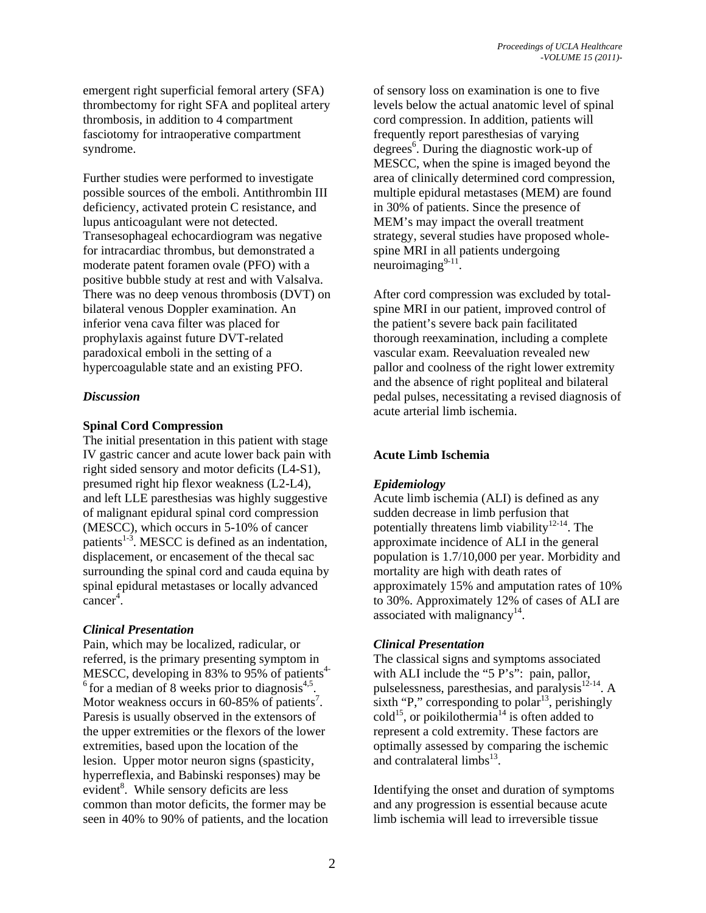emergent right superficial femoral artery (SFA) thrombectomy for right SFA and popliteal artery thrombosis, in addition to 4 compartment fasciotomy for intraoperative compartment syndrome.

Further studies were performed to investigate possible sources of the emboli. Antithrombin III deficiency, activated protein C resistance, and lupus anticoagulant were not detected. Transesophageal echocardiogram was negative for intracardiac thrombus, but demonstrated a moderate patent foramen ovale (PFO) with a positive bubble study at rest and with Valsalva. There was no deep venous thrombosis (DVT) on bilateral venous Doppler examination. An inferior vena cava filter was placed for prophylaxis against future DVT-related paradoxical emboli in the setting of a hypercoagulable state and an existing PFO.

## *Discussion*

### Spinal Cord Compression

The initial presentation in this patient with stage IV gastric cancer and acute lower back pain with right sided sensory and motor deficits (L4-S1), presumed right hip flexor weakness (L2-L4), and left LLE paresthesias was highly suggestive of malignant epidural spinal cord compression (MESCC), which occurs in 5-10% of cancer patients[1-3]. MESCC is defined as an indentation, displacement, or encasement of the thecal sac surrounding the spinal cord and cauda equina by spinal epidural metastases or locally advanced cancer[4].

#### *Clinical Presentation*

Pain, which may be localized, radicular, or referred, is the primary presenting symptom in MESCC, developing in 83% to 95% of patients[4-6] for a median of 8 weeks prior to diagnosis[4,5]. Motor weakness occurs in 60-85% of patients[7]. Paresis is usually observed in the extensors of the upper extremities or the flexors of the lower extremities, based upon the location of the lesion. Upper motor neuron signs (spasticity, hyperreflexia, and Babinski responses) may be evident[8]. While sensory deficits are less common than motor deficits, the former may be seen in 40% to 90% of patients, and the location of sensory loss on examination is one to five levels below the actual anatomic level of spinal cord compression. In addition, patients will frequently report paresthesias of varying degrees[6]. During the diagnostic work-up of MESCC, when the spine is imaged beyond the area of clinically determined cord compression, multiple epidural metastases (MEM) are found in 30% of patients. Since the presence of MEM's may impact the overall treatment strategy, several studies have proposed whole-spine MRI in all patients undergoing neuroimaging[9-11].

After cord compression was excluded by total-spine MRI in our patient, improved control of the patient's severe back pain facilitated thorough reexamination, including a complete vascular exam. Reevaluation revealed new pallor and coolness of the right lower extremity and the absence of right popliteal and bilateral pedal pulses, necessitating a revised diagnosis of acute arterial limb ischemia.

### Acute Limb Ischemia

#### *Epidemiology*

Acute limb ischemia (ALI) is defined as any sudden decrease in limb perfusion that potentially threatens limb viability[12-14]. The approximate incidence of ALI in the general population is 1.7/10,000 per year. Morbidity and mortality are high with death rates of approximately 15% and amputation rates of 10% to 30%. Approximately 12% of cases of ALI are associated with malignancy[14].

#### *Clinical Presentation*

The classical signs and symptoms associated with ALI include the "5 P's": pain, pallor, pulselessness, paresthesias, and paralysis[12-14]. A sixth "P," corresponding to polar[13], perishingly cold[15], or poikilothermia[14] is often added to represent a cold extremity. These factors are optimally assessed by comparing the ischemic and contralateral limbs[13].

Identifying the onset and duration of symptoms and any progression is essential because acute limb ischemia will lead to irreversible tissue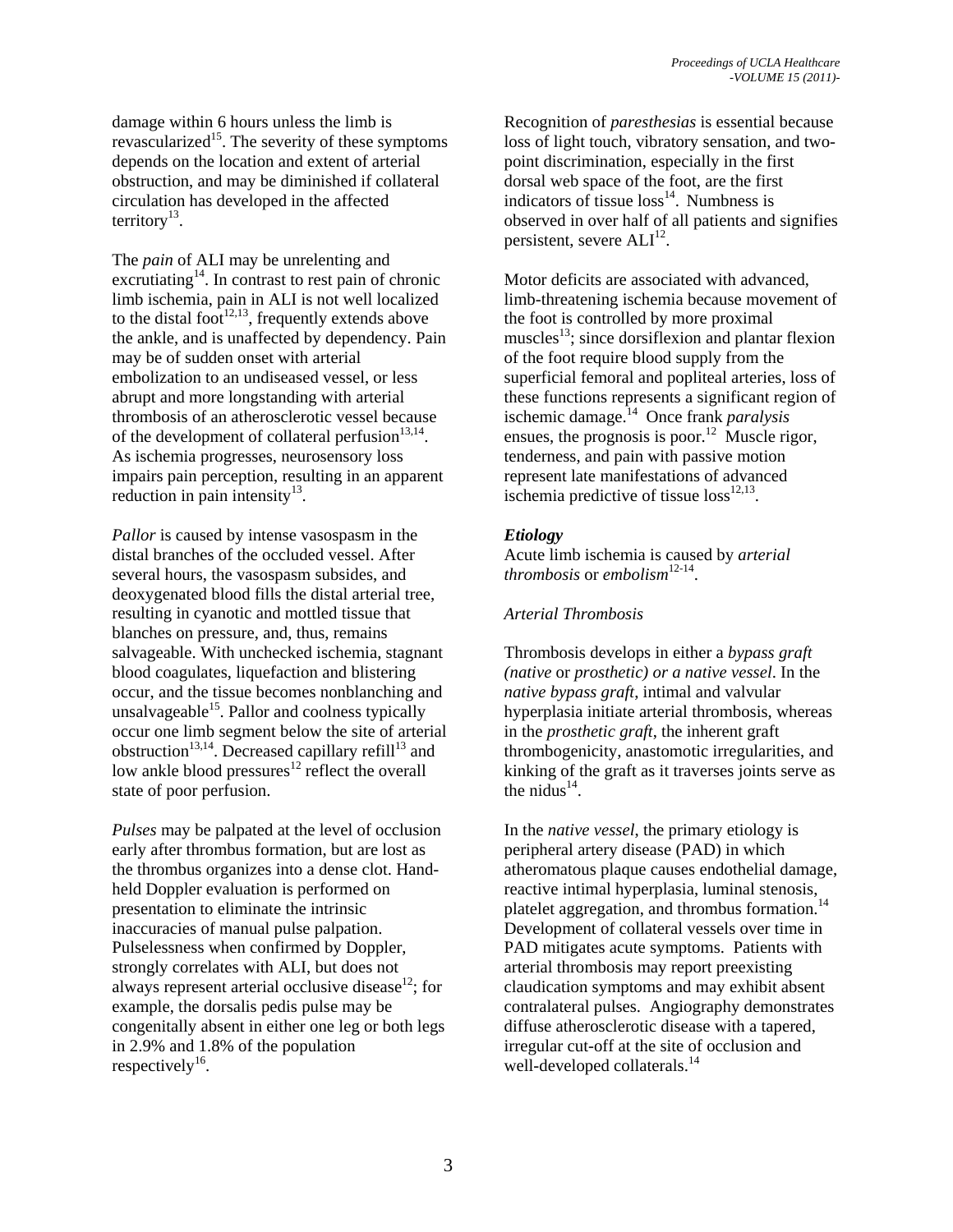damage within 6 hours unless the limb is revascularized[15]. The severity of these symptoms depends on the location and extent of arterial obstruction, and may be diminished if collateral circulation has developed in the affected territory[13].

The *pain* of ALI may be unrelenting and excrutiating[14]. In contrast to rest pain of chronic limb ischemia, pain in ALI is not well localized to the distal foot[12,13], frequently extends above the ankle, and is unaffected by dependency. Pain may be of sudden onset with arterial embolization to an undiseased vessel, or less abrupt and more longstanding with arterial thrombosis of an atherosclerotic vessel because of the development of collateral perfusion[13,14]. As ischemia progresses, neurosensory loss impairs pain perception, resulting in an apparent reduction in pain intensity[13].

*Pallor* is caused by intense vasospasm in the distal branches of the occluded vessel. After several hours, the vasospasm subsides, and deoxygenated blood fills the distal arterial tree, resulting in cyanotic and mottled tissue that blanches on pressure, and, thus, remains salvageable. With unchecked ischemia, stagnant blood coagulates, liquefaction and blistering occur, and the tissue becomes nonblanching and unsalvageable[15]. Pallor and coolness typically occur one limb segment below the site of arterial obstruction[13,14]. Decreased capillary refill[13] and low ankle blood pressures[12] reflect the overall state of poor perfusion.

*Pulses* may be palpated at the level of occlusion early after thrombus formation, but are lost as the thrombus organizes into a dense clot. Hand-held Doppler evaluation is performed on presentation to eliminate the intrinsic inaccuracies of manual pulse palpation. Pulselessness when confirmed by Doppler, strongly correlates with ALI, but does not always represent arterial occlusive disease[12]; for example, the dorsalis pedis pulse may be congenitally absent in either one leg or both legs in 2.9% and 1.8% of the population respectively[16].

Recognition of *paresthesias* is essential because loss of light touch, vibratory sensation, and two-point discrimination, especially in the first dorsal web space of the foot, are the first indicators of tissue loss[14]. Numbness is observed in over half of all patients and signifies persistent, severe ALI[12].

Motor deficits are associated with advanced, limb-threatening ischemia because movement of the foot is controlled by more proximal muscles[13]; since dorsiflexion and plantar flexion of the foot require blood supply from the superficial femoral and popliteal arteries, loss of these functions represents a significant region of ischemic damage.[14] Once frank *paralysis* ensues, the prognosis is poor.[12] Muscle rigor, tenderness, and pain with passive motion represent late manifestations of advanced ischemia predictive of tissue loss[12,13].

### *Etiology*

Acute limb ischemia is caused by *arterial thrombosis* or *embolism*[12-14].

#### *Arterial Thrombosis*

Thrombosis develops in either a *bypass graft (native* or *prosthetic) or a native vessel*. In the *native bypass graft*, intimal and valvular hyperplasia initiate arterial thrombosis, whereas in the *prosthetic graft*, the inherent graft thrombogenicity, anastomotic irregularities, and kinking of the graft as it traverses joints serve as the nidus[14].

In the *native vessel*, the primary etiology is peripheral artery disease (PAD) in which atheromatous plaque causes endothelial damage, reactive intimal hyperplasia, luminal stenosis, platelet aggregation, and thrombus formation.[14] Development of collateral vessels over time in PAD mitigates acute symptoms. Patients with arterial thrombosis may report preexisting claudication symptoms and may exhibit absent contralateral pulses. Angiography demonstrates diffuse atherosclerotic disease with a tapered, irregular cut-off at the site of occlusion and well-developed collaterals.[14]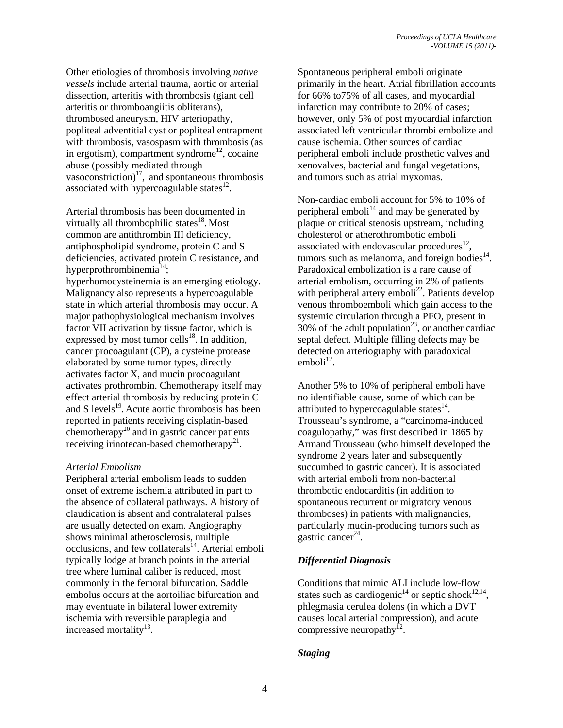Other etiologies of thrombosis involving *native vessels* include arterial trauma, aortic or arterial dissection, arteritis with thrombosis (giant cell arteritis or thromboangiitis obliterans), thrombosed aneurysm, HIV arteriopathy, popliteal adventitial cyst or popliteal entrapment with thrombosis, vasospasm with thrombosis (as in ergotism), compartment syndrome[12], cocaine abuse (possibly mediated through vasoconstriction)[17], and spontaneous thrombosis associated with hypercoagulable states[12].

Arterial thrombosis has been documented in virtually all thrombophilic states[18]. Most common are antithrombin III deficiency, antiphospholipid syndrome, protein C and S deficiencies, activated protein C resistance, and hyperprothrombinemia[14]; hyperhomocysteinemia is an emerging etiology. Malignancy also represents a hypercoagulable state in which arterial thrombosis may occur. A major pathophysiological mechanism involves factor VII activation by tissue factor, which is expressed by most tumor cells[18]. In addition, cancer procoagulant (CP), a cysteine protease elaborated by some tumor types, directly activates factor X, and mucin procoagulant activates prothrombin. Chemotherapy itself may effect arterial thrombosis by reducing protein C and S levels[19]. Acute aortic thrombosis has been reported in patients receiving cisplatin-based chemotherapy[20] and in gastric cancer patients receiving irinotecan-based chemotherapy[21].

*Arterial Embolism*

Peripheral arterial embolism leads to sudden onset of extreme ischemia attributed in part to the absence of collateral pathways. A history of claudication is absent and contralateral pulses are usually detected on exam. Angiography shows minimal atherosclerosis, multiple occlusions, and few collaterals[14]. Arterial emboli typically lodge at branch points in the arterial tree where luminal caliber is reduced, most commonly in the femoral bifurcation. Saddle embolus occurs at the aortoiliac bifurcation and may eventuate in bilateral lower extremity ischemia with reversible paraplegia and increased mortality[13].

Spontaneous peripheral emboli originate primarily in the heart. Atrial fibrillation accounts for 66% to75% of all cases, and myocardial infarction may contribute to 20% of cases; however, only 5% of post myocardial infarction associated left ventricular thrombi embolize and cause ischemia. Other sources of cardiac peripheral emboli include prosthetic valves and xenovalves, bacterial and fungal vegetations, and tumors such as atrial myxomas.

Non-cardiac emboli account for 5% to 10% of peripheral emboli[14] and may be generated by plaque or critical stenosis upstream, including cholesterol or atherothrombotic emboli associated with endovascular procedures[12], tumors such as melanoma, and foreign bodies[14]. Paradoxical embolization is a rare cause of arterial embolism, occurring in 2% of patients with peripheral artery emboli[22]. Patients develop venous thromboemboli which gain access to the systemic circulation through a PFO, present in 30% of the adult population[23], or another cardiac septal defect. Multiple filling defects may be detected on arteriography with paradoxical emboli[12].

Another 5% to 10% of peripheral emboli have no identifiable cause, some of which can be attributed to hypercoagulable states[14]. Trousseau's syndrome, a "carcinoma-induced coagulopathy," was first described in 1865 by Armand Trousseau (who himself developed the syndrome 2 years later and subsequently succumbed to gastric cancer). It is associated with arterial emboli from non-bacterial thrombotic endocarditis (in addition to spontaneous recurrent or migratory venous thromboses) in patients with malignancies, particularly mucin-producing tumors such as gastric cancer[24].

***Differential Diagnosis***

Conditions that mimic ALI include low-flow states such as cardiogenic[14] or septic shock[12,14], phlegmasia cerulea dolens (in which a DVT causes local arterial compression), and acute compressive neuropathy[12].

***Staging***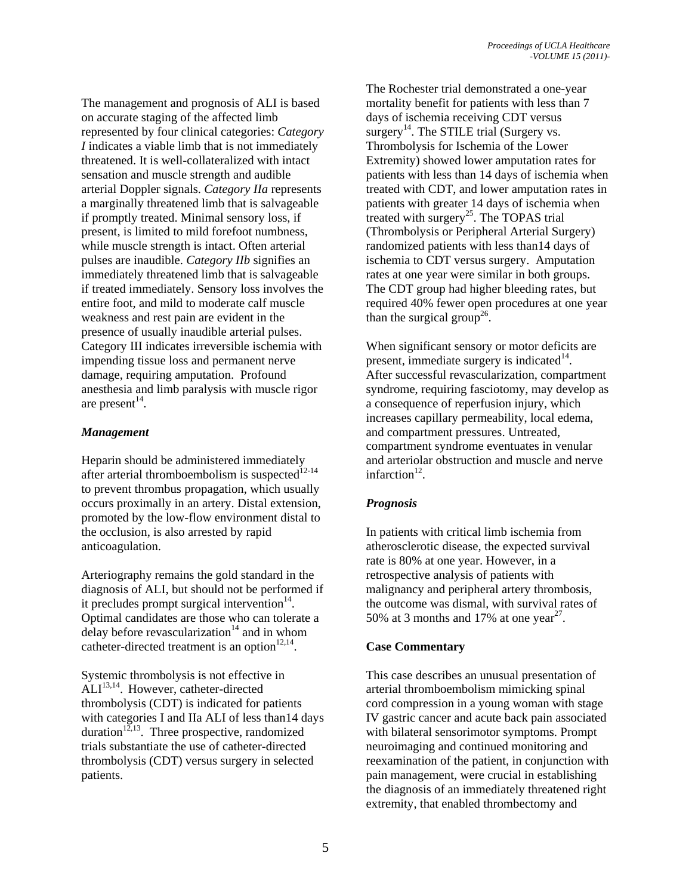The management and prognosis of ALI is based on accurate staging of the affected limb represented by four clinical categories: *Category I* indicates a viable limb that is not immediately threatened. It is well-collateralized with intact sensation and muscle strength and audible arterial Doppler signals. *Category IIa* represents a marginally threatened limb that is salvageable if promptly treated. Minimal sensory loss, if present, is limited to mild forefoot numbness, while muscle strength is intact. Often arterial pulses are inaudible. *Category IIb* signifies an immediately threatened limb that is salvageable if treated immediately. Sensory loss involves the entire foot, and mild to moderate calf muscle weakness and rest pain are evident in the presence of usually inaudible arterial pulses. Category III indicates irreversible ischemia with impending tissue loss and permanent nerve damage, requiring amputation. Profound anesthesia and limb paralysis with muscle rigor are present[14].

### *Management*

Heparin should be administered immediately after arterial thromboembolism is suspected[12-14] to prevent thrombus propagation, which usually occurs proximally in an artery. Distal extension, promoted by the low-flow environment distal to the occlusion, is also arrested by rapid anticoagulation.

Arteriography remains the gold standard in the diagnosis of ALI, but should not be performed if it precludes prompt surgical intervention[14]. Optimal candidates are those who can tolerate a delay before revascularization[14] and in whom catheter-directed treatment is an option[12,14].

Systemic thrombolysis is not effective in ALI[13,14]. However, catheter-directed thrombolysis (CDT) is indicated for patients with categories I and IIa ALI of less than14 days duration[12,13]. Three prospective, randomized trials substantiate the use of catheter-directed thrombolysis (CDT) versus surgery in selected patients.

The Rochester trial demonstrated a one-year mortality benefit for patients with less than 7 days of ischemia receiving CDT versus surgery[14]. The STILE trial (Surgery vs. Thrombolysis for Ischemia of the Lower Extremity) showed lower amputation rates for patients with less than 14 days of ischemia when treated with CDT, and lower amputation rates in patients with greater 14 days of ischemia when treated with surgery[25]. The TOPAS trial (Thrombolysis or Peripheral Arterial Surgery) randomized patients with less than14 days of ischemia to CDT versus surgery. Amputation rates at one year were similar in both groups. The CDT group had higher bleeding rates, but required 40% fewer open procedures at one year than the surgical group[26].

When significant sensory or motor deficits are present, immediate surgery is indicated[14]. After successful revascularization, compartment syndrome, requiring fasciotomy, may develop as a consequence of reperfusion injury, which increases capillary permeability, local edema, and compartment pressures. Untreated, compartment syndrome eventuates in venular and arteriolar obstruction and muscle and nerve infarction[12].

### *Prognosis*

In patients with critical limb ischemia from atherosclerotic disease, the expected survival rate is 80% at one year. However, in a retrospective analysis of patients with malignancy and peripheral artery thrombosis, the outcome was dismal, with survival rates of 50% at 3 months and 17% at one year[27].

## Case Commentary

This case describes an unusual presentation of arterial thromboembolism mimicking spinal cord compression in a young woman with stage IV gastric cancer and acute back pain associated with bilateral sensorimotor symptoms. Prompt neuroimaging and continued monitoring and reexamination of the patient, in conjunction with pain management, were crucial in establishing the diagnosis of an immediately threatened right extremity, that enabled thrombectomy and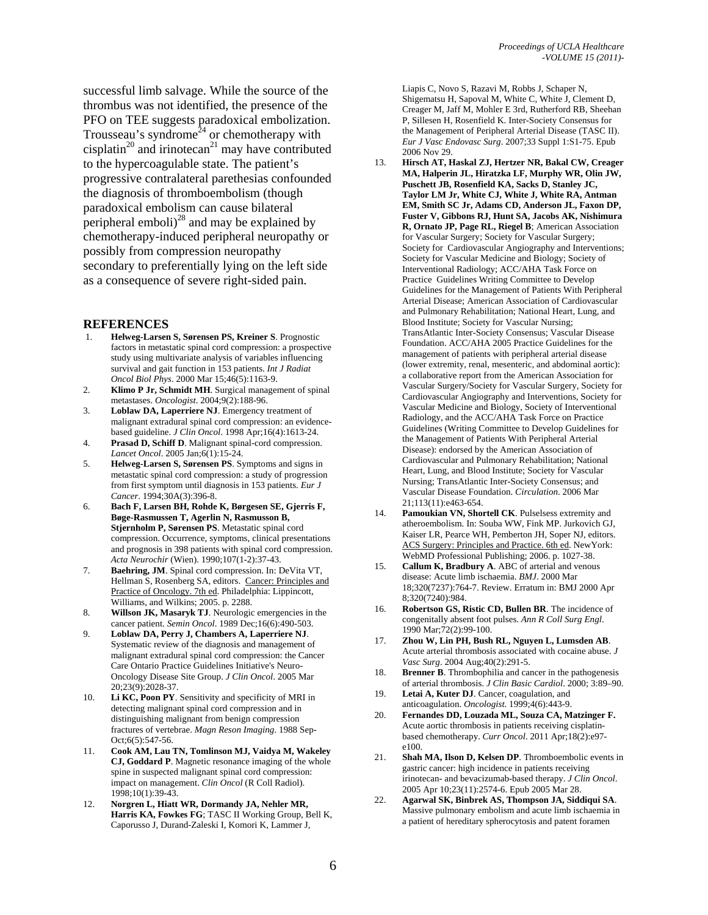successful limb salvage. While the source of the thrombus was not identified, the presence of the PFO on TEE suggests paradoxical embolization. Trousseau's syndrome[24] or chemotherapy with cisplatin[20] and irinotecan[21] may have contributed to the hypercoagulable state. The patient's progressive contralateral parethesias confounded the diagnosis of thromboembolism (though paradoxical embolism can cause bilateral peripheral emboli)[28] and may be explained by chemotherapy-induced peripheral neuropathy or possibly from compression neuropathy secondary to preferentially lying on the left side as a consequence of severe right-sided pain.

## REFERENCES

1. **Helweg-Larsen S, Sørensen PS, Kreiner S**. Prognostic factors in metastatic spinal cord compression: a prospective study using multivariate analysis of variables influencing survival and gait function in 153 patients. *Int J Radiat Oncol Biol Phys*. 2000 Mar 15;46(5):1163-9.
2. **Klimo P Jr, Schmidt MH**. Surgical management of spinal metastases. *Oncologist*. 2004;9(2):188-96.
3. **Loblaw DA, Laperriere NJ**. Emergency treatment of malignant extradural spinal cord compression: an evidence-based guideline. *J Clin Oncol*. 1998 Apr;16(4):1613-24.
4. **Prasad D, Schiff D**. Malignant spinal-cord compression. *Lancet Oncol*. 2005 Jan;6(1):15-24.
5. **Helweg-Larsen S, Sørensen PS**. Symptoms and signs in metastatic spinal cord compression: a study of progression from first symptom until diagnosis in 153 patients. *Eur J Cancer*. 1994;30A(3):396-8.
6. **Bach F, Larsen BH, Rohde K, Børgesen SE, Gjerris F, Bøge-Rasmussen T, Agerlin N, Rasmusson B, Stjernholm P, Sørensen PS**. Metastatic spinal cord compression. Occurrence, symptoms, clinical presentations and prognosis in 398 patients with spinal cord compression. *Acta Neurochir* (Wien). 1990;107(1-2):37-43.
7. **Baehring, JM**. Spinal cord compression. In: DeVita VT, Hellman S, Rosenberg SA, editors. Cancer: Principles and Practice of Oncology. 7th ed. Philadelphia: Lippincott, Williams, and Wilkins; 2005. p. 2288.
8. **Willson JK, Masaryk TJ**. Neurologic emergencies in the cancer patient. *Semin Oncol*. 1989 Dec;16(6):490-503.
9. **Loblaw DA, Perry J, Chambers A, Laperriere NJ**. Systematic review of the diagnosis and management of malignant extradural spinal cord compression: the Cancer Care Ontario Practice Guidelines Initiative's Neuro-Oncology Disease Site Group. *J Clin Oncol*. 2005 Mar 20;23(9):2028-37.
10. **Li KC, Poon PY**. Sensitivity and specificity of MRI in detecting malignant spinal cord compression and in distinguishing malignant from benign compression fractures of vertebrae. *Magn Reson Imaging*. 1988 Sep-Oct;6(5):547-56.
11. **Cook AM, Lau TN, Tomlinson MJ, Vaidya M, Wakeley CJ, Goddard P**. Magnetic resonance imaging of the whole spine in suspected malignant spinal cord compression: impact on management. *Clin Oncol* (R Coll Radiol). 1998;10(1):39-43.
12. **Norgren L, Hiatt WR, Dormandy JA, Nehler MR, Harris KA, Fowkes FG**; TASC II Working Group, Bell K, Caporusso J, Durand-Zaleski I, Komori K, Lammer J, Liapis C, Novo S, Razavi M, Robbs J, Schaper N, Shigematsu H, Sapoval M, White C, White J, Clement D, Creager M, Jaff M, Mohler E 3rd, Rutherford RB, Sheehan P, Sillesen H, Rosenfield K. Inter-Society Consensus for the Management of Peripheral Arterial Disease (TASC II). *Eur J Vasc Endovasc Surg*. 2007;33 Suppl 1:S1-75. Epub 2006 Nov 29.
13. **Hirsch AT, Haskal ZJ, Hertzer NR, Bakal CW, Creager MA, Halperin JL, Hiratzka LF, Murphy WR, Olin JW, Puschett JB, Rosenfield KA, Sacks D, Stanley JC, Taylor LM Jr, White CJ, White J, White RA, Antman EM, Smith SC Jr, Adams CD, Anderson JL, Faxon DP, Fuster V, Gibbons RJ, Hunt SA, Jacobs AK, Nishimura R, Ornato JP, Page RL, Riegel B**; American Association for Vascular Surgery; Society for Vascular Surgery; Society for Cardiovascular Angiography and Interventions; Society for Vascular Medicine and Biology; Society of Interventional Radiology; ACC/AHA Task Force on Practice Guidelines Writing Committee to Develop Guidelines for the Management of Patients With Peripheral Arterial Disease; American Association of Cardiovascular and Pulmonary Rehabilitation; National Heart, Lung, and Blood Institute; Society for Vascular Nursing; TransAtlantic Inter-Society Consensus; Vascular Disease Foundation. ACC/AHA 2005 Practice Guidelines for the management of patients with peripheral arterial disease (lower extremity, renal, mesenteric, and abdominal aortic): a collaborative report from the American Association for Vascular Surgery/Society for Vascular Surgery, Society for Cardiovascular Angiography and Interventions, Society for Vascular Medicine and Biology, Society of Interventional Radiology, and the ACC/AHA Task Force on Practice Guidelines (Writing Committee to Develop Guidelines for the Management of Patients With Peripheral Arterial Disease): endorsed by the American Association of Cardiovascular and Pulmonary Rehabilitation; National Heart, Lung, and Blood Institute; Society for Vascular Nursing; TransAtlantic Inter-Society Consensus; and Vascular Disease Foundation. *Circulation*. 2006 Mar 21;113(11):e463-654.
14. **Pamoukian VN, Shortell CK**. Pulselsess extremity and atheroembolism. In: Souba WW, Fink MP. Jurkovich GJ, Kaiser LR, Pearce WH, Pemberton JH, Soper NJ, editors. ACS Surgery: Principles and Practice. 6th ed. NewYork: WebMD Professional Publishing; 2006. p. 1027-38.
15. **Callum K, Bradbury A**. ABC of arterial and venous disease: Acute limb ischaemia. *BMJ*. 2000 Mar 18;320(7237):764-7. Review. Erratum in: BMJ 2000 Apr 8;320(7240):984.
16. **Robertson GS, Ristic CD, Bullen BR**. The incidence of congenitally absent foot pulses. *Ann R Coll Surg Engl*. 1990 Mar;72(2):99-100.
17. **Zhou W, Lin PH, Bush RL, Nguyen L, Lumsden AB**. Acute arterial thrombosis associated with cocaine abuse. *J Vasc Surg*. 2004 Aug;40(2):291-5.
18. **Brenner B**. Thrombophilia and cancer in the pathogenesis of arterial thrombosis. *J Clin Basic Cardiol*. 2000; 3:89–90.
19. **Letai A, Kuter DJ**. Cancer, coagulation, and anticoagulation. *Oncologist*. 1999;4(6):443-9.
20. **Fernandes DD, Louzada ML, Souza CA, Matzinger F.** Acute aortic thrombosis in patients receiving cisplatin-based chemotherapy. *Curr Oncol*. 2011 Apr;18(2):e97-e100.
21. **Shah MA, Ilson D, Kelsen DP**. Thromboembolic events in gastric cancer: high incidence in patients receiving irinotecan- and bevacizumab-based therapy. *J Clin Oncol*. 2005 Apr 10;23(11):2574-6. Epub 2005 Mar 28.
22. **Agarwal SK, Binbrek AS, Thompson JA, Siddiqui SA**. Massive pulmonary embolism and acute limb ischaemia in a patient of hereditary spherocytosis and patent foramen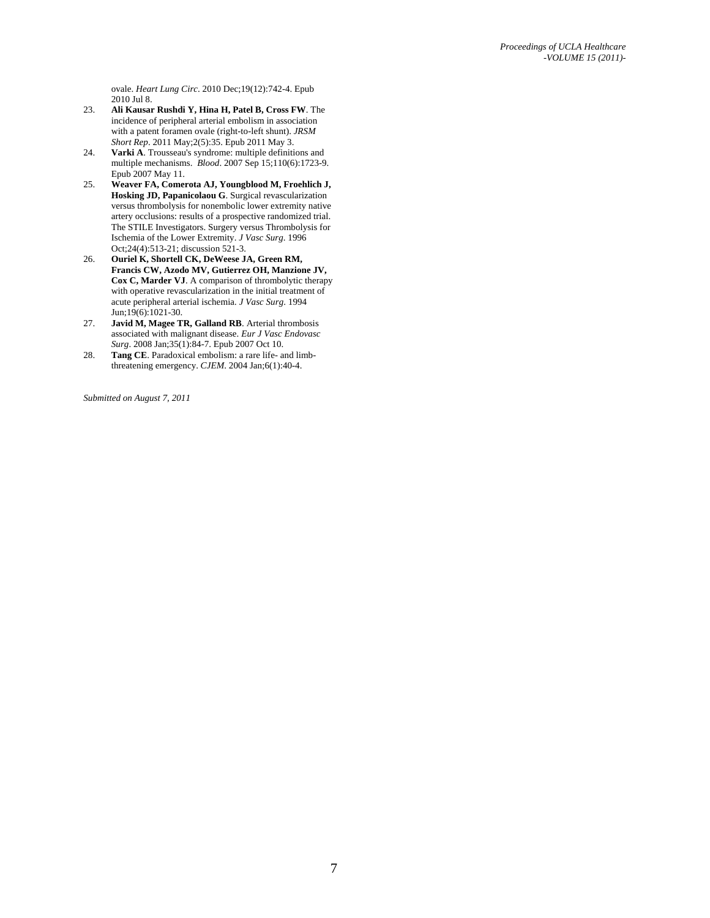ovale. *Heart Lung Circ*. 2010 Dec;19(12):742-4. Epub 2010 Jul 8.

23. **Ali Kausar Rushdi Y, Hina H, Patel B, Cross FW**. The incidence of peripheral arterial embolism in association with a patent foramen ovale (right-to-left shunt). *JRSM Short Rep*. 2011 May;2(5):35. Epub 2011 May 3.
24. **Varki A**. Trousseau's syndrome: multiple definitions and multiple mechanisms. *Blood*. 2007 Sep 15;110(6):1723-9. Epub 2007 May 11.
25. **Weaver FA, Comerota AJ, Youngblood M, Froehlich J, Hosking JD, Papanicolaou G**. Surgical revascularization versus thrombolysis for nonembolic lower extremity native artery occlusions: results of a prospective randomized trial. The STILE Investigators. Surgery versus Thrombolysis for Ischemia of the Lower Extremity. *J Vasc Surg*. 1996 Oct;24(4):513-21; discussion 521-3.
26. **Ouriel K, Shortell CK, DeWeese JA, Green RM, Francis CW, Azodo MV, Gutierrez OH, Manzione JV, Cox C, Marder VJ**. A comparison of thrombolytic therapy with operative revascularization in the initial treatment of acute peripheral arterial ischemia. *J Vasc Surg*. 1994 Jun;19(6):1021-30.
27. **Javid M, Magee TR, Galland RB**. Arterial thrombosis associated with malignant disease. *Eur J Vasc Endovasc Surg*. 2008 Jan;35(1):84-7. Epub 2007 Oct 10.
28. **Tang CE**. Paradoxical embolism: a rare life- and limb-threatening emergency. *CJEM*. 2004 Jan;6(1):40-4.

*Submitted on August 7, 2011*